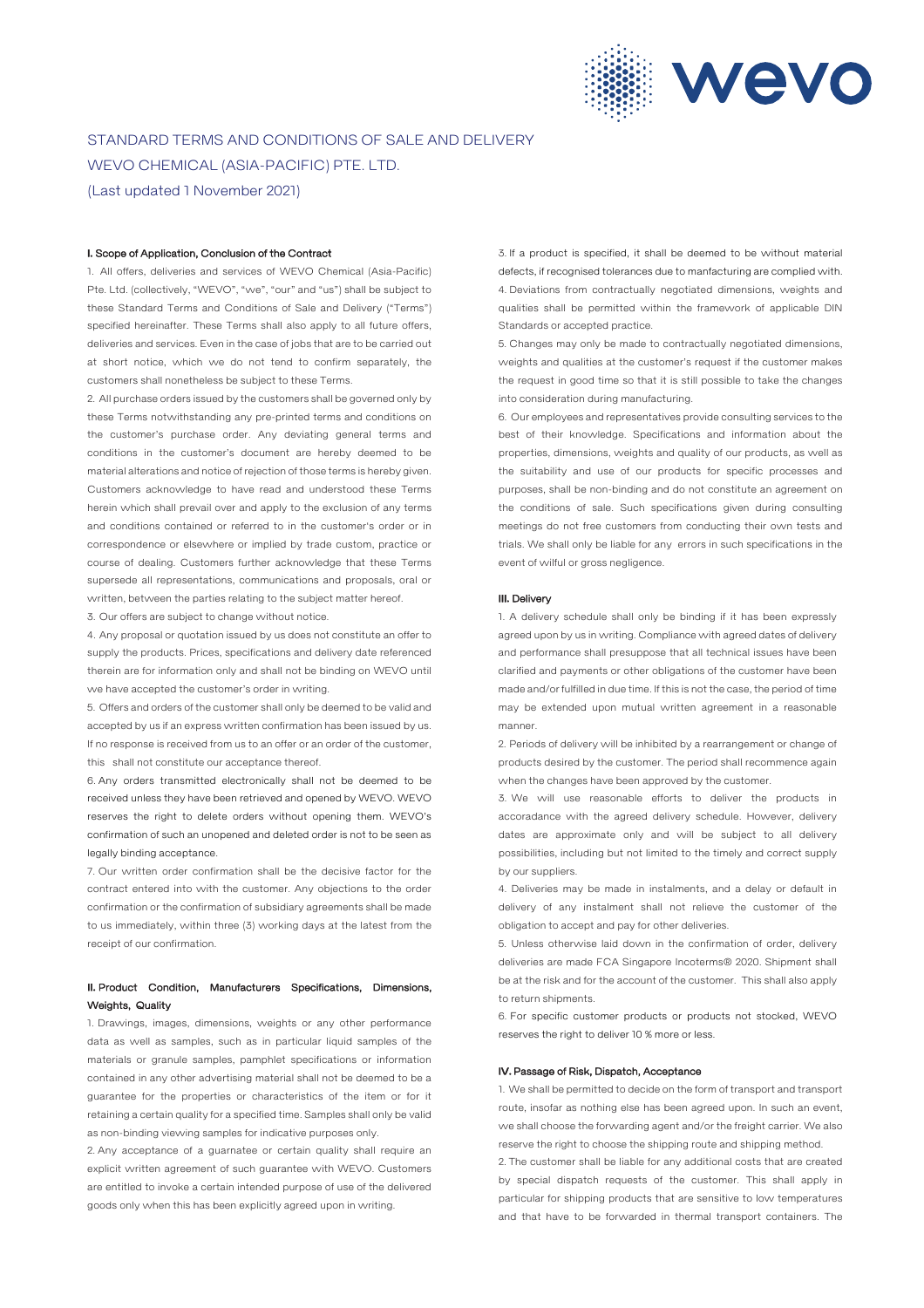# STANDARD TERMS AND CONDITIONS OF SALE AND DELIVERY WEVO CHEMICAL (ASIA-PACIFIC) PTE. LTD.

(Last updated 1 November 2021)

### I. Scope of Application, Conclusion of the Contract

1. All offers, deliveries and services of WEVO Chemical (Asia-Pacific) Pte. Ltd. (collectively, "WEVO", "we", "our" and "us") shall be subject to these Standard Terms and Conditions of Sale and Delivery ("Terms") specified hereinafter. These Terms shall also apply to all future offers, deliveries and services. Even in the case of jobs that are to be carried out at short notice, which we do not tend to confirm separately, the customers shall nonetheless be subject to these Terms.

2. All purchase orders issued by the customers shall be governed only by these Terms notwithstanding any pre-printed terms and conditions on the customer's purchase order. Any deviating general terms and conditions in the customer's document are hereby deemed to be material alterations and notice of rejection of those terms is hereby given. Customers acknowledge to have read and understood these Terms herein which shall prevail over and apply to the exclusion of any terms and conditions contained or referred to in the customer's order or in correspondence or elsewhere or implied by trade custom, practice or course of dealing. Customers further acknowledge that these Terms supersede all representations, communications and proposals, oral or written, between the parties relating to the subject matter hereof.

3. Our offers are subject to change without notice.

4. Any proposal or quotation issued by us does not constitute an offer to supply the products. Prices, specifications and delivery date referenced therein are for information only and shall not be binding on WEVO until we have accepted the customer's order in writing.

5. Offers and orders of the customer shall only be deemed to be valid and accepted by us if an express written confirmation has been issued by us. If no response is received from us to an offer or an order of the customer, this shall not constitute our acceptance thereof.

6. Any orders transmitted electronically shall not be deemed to be received unless they have been retrieved and opened by WEVO. WEVO reserves the right to delete orders without opening them. WEVO's confirmation of such an unopened and deleted order is not to be seen as legally binding acceptance.

7. Our written order confirmation shall be the decisive factor for the contract entered into with the customer. Any objections to the order confirmation or the confirmation of subsidiary agreements shall be made to us immediately, within three (3) working days at the latest from the receipt of our confirmation.

### II. Product Condition, Manufacturers Specifications, Dimensions, Weights, Quality

1. Drawings, images, dimensions, weights or any other performance data as well as samples, such as in particular liquid samples of the materials or granule samples, pamphlet specifications or information contained in any other advertising material shall not be deemed to be a guarantee for the properties or characteristics of the item or for it retaining a certain quality for a specified time. Samples shall only be valid as non-binding viewing samples for indicative purposes only.

2. Any acceptance of a guarnatee or certain quality shall require an explicit written agreement of such guarantee with WEVO. Customers are entitled to invoke a certain intended purpose of use of the delivered goods only when this has been explicitly agreed upon in writing.

3. If a product is specified, it shall be deemed to be without material defects, if recognised tolerances due to manfacturing are complied with.

4. Deviations from contractually negotiated dimensions, weights and qualities shall be permitted within the framework of applicable DIN Standards or accepted practice.

5. Changes may only be made to contractually negotiated dimensions, weights and qualities at the customer's request if the customer makes the request in good time so that it is still possible to take the changes into consideration during manufacturing.

6. Our employees and representatives provide consulting services to the best of their knowledge. Specifications and information about the properties, dimensions, weights and quality of our products, as well as the suitability and use of our products for specific processes and purposes, shall be non-binding and do not constitute an agreement on the conditions of sale. Such specifications given during consulting meetings do not free customers from conducting their own tests and trials. We shall only be liable for any errors in such specifications in the event of wilful or gross negligence.

### III. Delivery

1. A delivery schedule shall only be binding if it has been expressly agreed upon by us in writing. Compliance with agreed dates of delivery and performance shall presuppose that all technical issues have been clarified and payments or other obligations of the customer have been made and/or fulfilled in due time. If this is not the case, the period of time may be extended upon mutual written agreement in a reasonable manner.

2. Periods of delivery will be inhibited by a rearrangement or change of products desired by the customer. The period shall recommence again when the changes have been approved by the customer.

3. We will use reasonable efforts to deliver the products in accoradance with the agreed delivery schedule. However, delivery dates are approximate only and will be subject to all delivery possibilities, including but not limited to the timely and correct supply by our suppliers.

4. Deliveries may be made in instalments, and a delay or default in delivery of any instalment shall not relieve the customer of the obligation to accept and pay for other deliveries.

5. Unless otherwise laid down in the confirmation of order, delivery deliveries are made FCA Singapore Incoterms® 2020. Shipment shall be at the risk and for the account of the customer. This shall also apply to return shipments.

6. For specific customer products or products not stocked, WEVO reserves the right to deliver 10 % more or less.

### IV. Passage of Risk, Dispatch, Acceptance

1. We shall be permitted to decide on the form of transport and transport route, insofar as nothing else has been agreed upon. In such an event, we shall choose the forwarding agent and/or the freight carrier. We also reserve the right to choose the shipping route and shipping method.

2. The customer shall be liable for any additional costs that are created by special dispatch requests of the customer. This shall apply in particular for shipping products that are sensitive to low temperatures and that have to be forwarded in thermal transport containers. The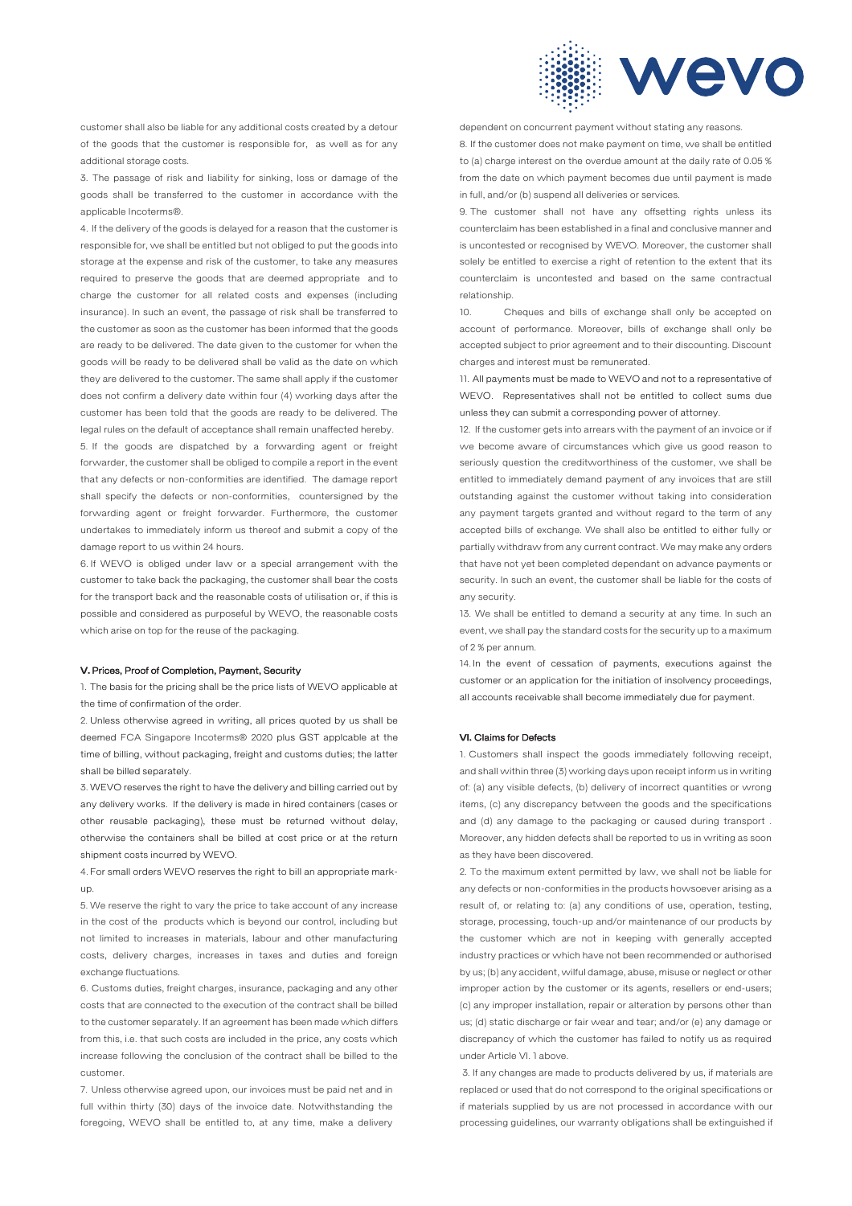customer shall also be liable for any additional costs created by a detour of the goods that the customer is responsible for, as well as for any additional storage costs.

3. The passage of risk and liability for sinking, loss or damage of the goods shall be transferred to the customer in accordance with the applicable Incoterms®.

4. If the delivery of the goods is delayed for a reason that the customer is responsible for, we shall be entitled but not obliged to put the goods into storage at the expense and risk of the customer, to take any measures required to preserve the goods that are deemed appropriate and to charge the customer for all related costs and expenses (including insurance). In such an event, the passage of risk shall be transferred to the customer as soon as the customer has been informed that the goods are ready to be delivered. The date given to the customer for when the goods will be ready to be delivered shall be valid as the date on which they are delivered to the customer. The same shall apply if the customer does not confirm a delivery date within four (4) working days after the customer has been told that the goods are ready to be delivered. The legal rules on the default of acceptance shall remain unaffected hereby.

5. If the goods are dispatched by a forwarding agent or freight forwarder, the customer shall be obliged to compile a report in the event that any defects or non-conformities are identified. The damage report shall specify the defects or non-conformities, countersigned by the forwarding agent or freight forwarder. Furthermore, the customer undertakes to immediately inform us thereof and submit a copy of the damage report to us within 24 hours.

6. If WEVO is obliged under law or a special arrangement with the customer to take back the packaging, the customer shall bear the costs for the transport back and the reasonable costs of utilisation or, if this is possible and considered as purposeful by WEVO, the reasonable costs which arise on top for the reuse of the packaging.

## V. Prices, Proof of Completion, Payment, Security

1. The basis for the pricing shall be the price lists of WEVO applicable at the time of confirmation of the order.

2. Unless otherwise agreed in writing, all prices quoted by us shall be deemed FCA Singapore Incoterms® 2020 plus GST applcable at the time of billing, without packaging, freight and customs duties; the latter shall be billed separately.

3. WEVO reserves the right to have the delivery and billing carried out by any delivery works. If the delivery is made in hired containers (cases or other reusable packaging), these must be returned without delay, otherwise the containers shall be billed at cost price or at the return shipment costs incurred by WEVO.

4. For small orders WEVO reserves the right to bill an appropriate mark-up.

5. We reserve the right to vary the price to take account of any increase in the cost of the products which is beyond our control, including but not limited to increases in materials, labour and other manufacturing costs, delivery charges, increases in taxes and duties and foreign exchange fluctuations.

6. Customs duties, freight charges, insurance, packaging and any other costs that are connected to the execution of the contract shall be billed to the customer separately. If an agreement has been made which differs from this, i.e. that such costs are included in the price, any costs which increase following the conclusion of the contract shall be billed to the customer.

7. Unless otherwise agreed upon, our invoices must be paid net and in full within thirty (30) days of the invoice date. Notwithstanding the foregoing, WEVO shall be entitled to, at any time, make a delivery dependent on concurrent payment without stating any reasons.

8. If the customer does not make payment on time, we shall be entitled to (a) charge interest on the overdue amount at the daily rate of 0.05 % from the date on which payment becomes due until payment is made in full, and/or (b) suspend all deliveries or services.

9. The customer shall not have any offsetting rights unless its counterclaim has been established in a final and conclusive manner and is uncontested or recognised by WEVO. Moreover, the customer shall solely be entitled to exercise a right of retention to the extent that its counterclaim is uncontested and based on the same contractual relationship.

10. Cheques and bills of exchange shall only be accepted on account of performance. Moreover, bills of exchange shall only be accepted subject to prior agreement and to their discounting. Discount charges and interest must be remunerated.

11. All payments must be made to WEVO and not to a representative of WEVO. Representatives shall not be entitled to collect sums due unless they can submit a corresponding power of attorney.

12. If the customer gets into arrears with the payment of an invoice or if we become aware of circumstances which give us good reason to seriously question the creditworthiness of the customer, we shall be entitled to immediately demand payment of any invoices that are still outstanding against the customer without taking into consideration any payment targets granted and without regard to the term of any accepted bills of exchange. We shall also be entitled to either fully or partially withdraw from any current contract. We may make any orders that have not yet been completed dependant on advance payments or security. In such an event, the customer shall be liable for the costs of any security.

13. We shall be entitled to demand a security at any time. In such an event, we shall pay the standard costs for the security up to a maximum of 2 % per annum.

14. In the event of cessation of payments, executions against the customer or an application for the initiation of insolvency proceedings, all accounts receivable shall become immediately due for payment.

## VI. Claims for Defects

1. Customers shall inspect the goods immediately following receipt, and shall within three (3) working days upon receipt inform us in writing of: (a) any visible defects, (b) delivery of incorrect quantities or wrong items, (c) any discrepancy between the goods and the specifications and (d) any damage to the packaging or caused during transport . Moreover, any hidden defects shall be reported to us in writing as soon as they have been discovered.

2. To the maximum extent permitted by law, we shall not be liable for any defects or non-conformities in the products howsoever arising as a result of, or relating to: (a) any conditions of use, operation, testing, storage, processing, touch-up and/or maintenance of our products by the customer which are not in keeping with generally accepted industry practices or which have not been recommended or authorised by us; (b) any accident, wilful damage, abuse, misuse or neglect or other improper action by the customer or its agents, resellers or end-users; (c) any improper installation, repair or alteration by persons other than us; (d) static discharge or fair wear and tear; and/or (e) any damage or discrepancy of which the customer has failed to notify us as required under Article VI. 1 above.

3. If any changes are made to products delivered by us, if materials are replaced or used that do not correspond to the original specifications or if materials supplied by us are not processed in accordance with our processing guidelines, our warranty obligations shall be extinguished if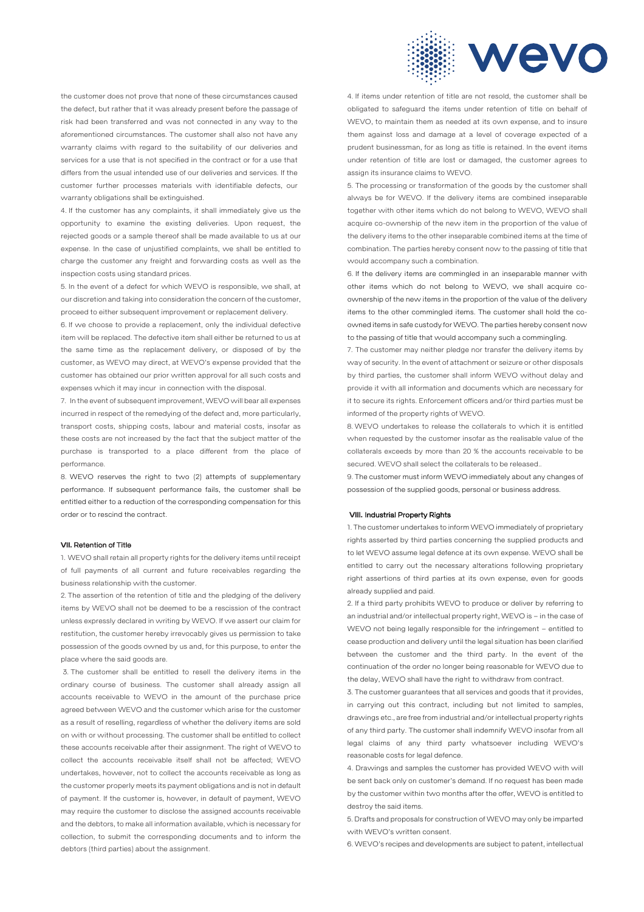the customer does not prove that none of these circumstances caused the defect, but rather that it was already present before the passage of risk had been transferred and was not connected in any way to the aforementioned circumstances. The customer shall also not have any warranty claims with regard to the suitability of our deliveries and services for a use that is not specified in the contract or for a use that differs from the usual intended use of our deliveries and services. If the customer further processes materials with identifiable defects, our warranty obligations shall be extinguished.

4. If the customer has any complaints, it shall immediately give us the opportunity to examine the existing deliveries. Upon request, the rejected goods or a sample thereof shall be made available to us at our expense. In the case of unjustified complaints, we shall be entitled to charge the customer any freight and forwarding costs as well as the inspection costs using standard prices.

5. In the event of a defect for which WEVO is responsible, we shall, at our discretion and taking into consideration the concern of the customer, proceed to either subsequent improvement or replacement delivery.

6. If we choose to provide a replacement, only the individual defective item will be replaced. The defective item shall either be returned to us at the same time as the replacement delivery, or disposed of by the customer, as WEVO may direct, at WEVO's expense provided that the customer has obtained our prior written approval for all such costs and expenses which it may incur in connection with the disposal.

7. In the event of subsequent improvement, WEVO will bear all expenses incurred in respect of the remedying of the defect and, more particularly, transport costs, shipping costs, labour and material costs, insofar as these costs are not increased by the fact that the subject matter of the purchase is transported to a place different from the place of performance.

8. WEVO reserves the right to two (2) attempts of supplementary performance. If subsequent performance fails, the customer shall be entitled either to a reduction of the corresponding compensation for this order or to rescind the contract.

### VII. Retention of Title

1. WEVO shall retain all property rights for the delivery items until receipt of full payments of all current and future receivables regarding the business relationship with the customer.

2. The assertion of the retention of title and the pledging of the delivery items by WEVO shall not be deemed to be a rescission of the contract unless expressly declared in writing by WEVO. If we assert our claim for restitution, the customer hereby irrevocably gives us permission to take possession of the goods owned by us and, for this purpose, to enter the place where the said goods are.

3. The customer shall be entitled to resell the delivery items in the ordinary course of business. The customer shall already assign all accounts receivable to WEVO in the amount of the purchase price agreed between WEVO and the customer which arise for the customer as a result of reselling, regardless of whether the delivery items are sold on with or without processing. The customer shall be entitled to collect these accounts receivable after their assignment. The right of WEVO to collect the accounts receivable itself shall not be affected; WEVO undertakes, however, not to collect the accounts receivable as long as the customer properly meets its payment obligations and is not in default of payment. If the customer is, however, in default of payment, WEVO may require the customer to disclose the assigned accounts receivable and the debtors, to make all information available, which is necessary for collection, to submit the corresponding documents and to inform the debtors (third parties) about the assignment.

4. If items under retention of title are not resold, the customer shall be obligated to safeguard the items under retention of title on behalf of WEVO, to maintain them as needed at its own expense, and to insure them against loss and damage at a level of coverage expected of a prudent businessman, for as long as title is retained. In the event items under retention of title are lost or damaged, the customer agrees to assign its insurance claims to WEVO.

5. The processing or transformation of the goods by the customer shall always be for WEVO. If the delivery items are combined inseparable together with other items which do not belong to WEVO, WEVO shall acquire co-ownership of the new item in the proportion of the value of the delivery items to the other inseparable combined items at the time of combination. The parties hereby consent now to the passing of title that would accompany such a combination.

6. If the delivery items are commingled in an inseparable manner with other items which do not belong to WEVO, we shall acquire co-ownership of the new items in the proportion of the value of the delivery items to the other commingled items. The customer shall hold the co-owned items in safe custody for WEVO. The parties hereby consent now to the passing of title that would accompany such a commingling.

7. The customer may neither pledge nor transfer the delivery items by way of security. In the event of attachment or seizure or other disposals by third parties, the customer shall inform WEVO without delay and provide it with all information and documents which are necessary for it to secure its rights. Enforcement officers and/or third parties must be informed of the property rights of WEVO.

8. WEVO undertakes to release the collaterals to which it is entitled when requested by the customer insofar as the realisable value of the collaterals exceeds by more than 20 % the accounts receivable to be secured. WEVO shall select the collaterals to be released..

9. The customer must inform WEVO immediately about any changes of possession of the supplied goods, personal or business address.

### VIII. Industrial Property Rights

1. The customer undertakes to inform WEVO immediately of proprietary rights asserted by third parties concerning the supplied products and to let WEVO assume legal defence at its own expense. WEVO shall be entitled to carry out the necessary alterations following proprietary right assertions of third parties at its own expense, even for goods already supplied and paid.

2. If a third party prohibits WEVO to produce or deliver by referring to an industrial and/or intellectual property right, WEVO is – in the case of WEVO not being legally responsible for the infringement – entitled to cease production and delivery until the legal situation has been clarified between the customer and the third party. In the event of the continuation of the order no longer being reasonable for WEVO due to the delay, WEVO shall have the right to withdraw from contract.

3. The customer guarantees that all services and goods that it provides, in carrying out this contract, including but not limited to samples, drawings etc., are free from industrial and/or intellectual property rights of any third party. The customer shall indemnify WEVO insofar from all legal claims of any third party whatsoever including WEVO's reasonable costs for legal defence.

4. Drawings and samples the customer has provided WEVO with will be sent back only on customer's demand. If no request has been made by the customer within two months after the offer, WEVO is entitled to destroy the said items.

5. Drafts and proposals for construction of WEVO may only be imparted with WEVO's written consent.

6. WEVO's recipes and developments are subject to patent, intellectual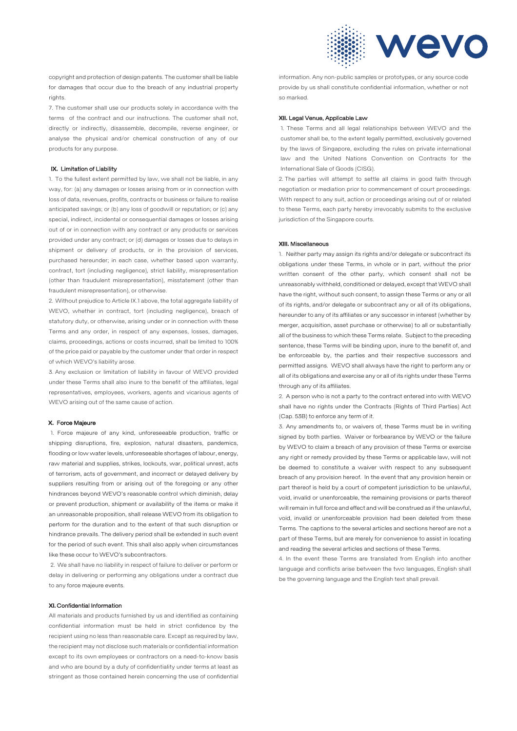copyright and protection of design patents. The customer shall be liable for damages that occur due to the breach of any industrial property rights.

7. The customer shall use our products solely in accordance with the terms of the contract and our instructions. The customer shall not, directly or indirectly, disassemble, decompile, reverse engineer, or analyse the physical and/or chemical construction of any of our products for any purpose.

### IX. Limitation of Liability

1. To the fullest extent permitted by law, we shall not be liable, in any way, for: (a) any damages or losses arising from or in connection with loss of data, revenues, profits, contracts or business or failure to realise anticipated savings; or (b) any loss of goodwill or reputation; or (c) any special, indirect, incidental or consequential damages or losses arising out of or in connection with any contract or any products or services provided under any contract; or (d) damages or losses due to delays in shipment or delivery of products, or in the provision of services, purchased hereunder; in each case, whether based upon warranty, contract, tort (including negligence), strict liability, misrepresentation (other than fraudulent misrepresentation), misstatement (other than fraudulent misrepresentation), or otherwise.

2. Without prejudice to Article IX.1 above, the total aggregate liability of WEVO, whether in contract, tort (including negligence), breach of statutory duty, or otherwise, arising under or in connection with these Terms and any order, in respect of any expenses, losses, damages, claims, proceedings, actions or costs incurred, shall be limited to 100% of the price paid or payable by the customer under that order in respect of which WEVO's liability arose.

3. Any exclusion or limitation of liability in favour of WEVO provided under these Terms shall also inure to the benefit of the affiliates, legal representatives, employees, workers, agents and vicarious agents of WEVO arising out of the same cause of action.

### X. Force Majeure

1. Force majeure of any kind, unforeseeable production, traffic or shipping disruptions, fire, explosion, natural disasters, pandemics, flooding or low water levels, unforeseeable shortages of labour, energy, raw material and supplies, strikes, lockouts, war, political unrest, acts of terrorism, acts of government, and incorrect or delayed delivery by suppliers resulting from or arising out of the foregoing or any other hindrances beyond WEVO's reasonable control which diminish, delay or prevent production, shipment or availability of the items or make it an unreasonable proposition, shall release WEVO from its obligation to perform for the duration and to the extent of that such disruption or hindrance prevails. The delivery period shall be extended in such event for the period of such event. This shall also apply when circumstances like these occur to WEVO's subcontractors.

2. We shall have no liability in respect of failure to deliver or perform or delay in delivering or performing any obligations under a contract due to any force majeure events.

### XI. Confidential Information

All materials and products furnished by us and identified as containing confidential information must be held in strict confidence by the recipient using no less than reasonable care. Except as required by law, the recipient may not disclose such materials or confidential information except to its own employees or contractors on a need-to-know basis and who are bound by a duty of confidentiality under terms at least as stringent as those contained herein concerning the use of confidential information. Any non-public samples or prototypes, or any source code provide by us shall constitute confidential information, whether or not so marked.

### XII. Legal Venue, Applicable Law

1. These Terms and all legal relationships between WEVO and the customer shall be, to the extent legally permitted, exclusively governed by the laws of Singapore, excluding the rules on private international law and the United Nations Convention on Contracts for the International Sale of Goods (CISG).

2. The parties will attempt to settle all claims in good faith through negotiation or mediation prior to commencement of court proceedings. With respect to any suit, action or proceedings arising out of or related to these Terms, each party hereby irrevocably submits to the exclusive jurisdiction of the Singapore courts.

### XIII. Miscellaneous

1. Neither party may assign its rights and/or delegate or subcontract its obligations under these Terms, in whole or in part, without the prior written consent of the other party, which consent shall not be unreasonably withheld, conditioned or delayed, except that WEVO shall have the right, without such consent, to assign these Terms or any or all of its rights, and/or delegate or subcontract any or all of its obligations, hereunder to any of its affiliates or any successor in interest (whether by merger, acquisition, asset purchase or otherwise) to all or substantially all of the business to which these Terms relate. Subject to the preceding sentence, these Terms will be binding upon, inure to the benefit of, and be enforceable by, the parties and their respective successors and permitted assigns. WEVO shall always have the right to perform any or all of its obligations and exercise any or all of its rights under these Terms through any of its affiliates.

2. A person who is not a party to the contract entered into with WEVO shall have no rights under the Contracts (Rights of Third Parties) Act (Cap. 53B) to enforce any term of it.

3. Any amendments to, or waivers of, these Terms must be in writing signed by both parties. Waiver or forbearance by WEVO or the failure by WEVO to claim a breach of any provision of these Terms or exercise any right or remedy provided by these Terms or applicable law, will not be deemed to constitute a waiver with respect to any subsequent breach of any provision hereof. In the event that any provision herein or part thereof is held by a court of competent jurisdiction to be unlawful, void, invalid or unenforceable, the remaining provisions or parts thereof will remain in full force and effect and will be construed as if the unlawful, void, invalid or unenforceable provision had been deleted from these Terms. The captions to the several articles and sections hereof are not a part of these Terms, but are merely for convenience to assist in locating and reading the several articles and sections of these Terms.

4. In the event these Terms are translated from English into another language and conflicts arise between the two languages, English shall be the governing language and the English text shall prevail.